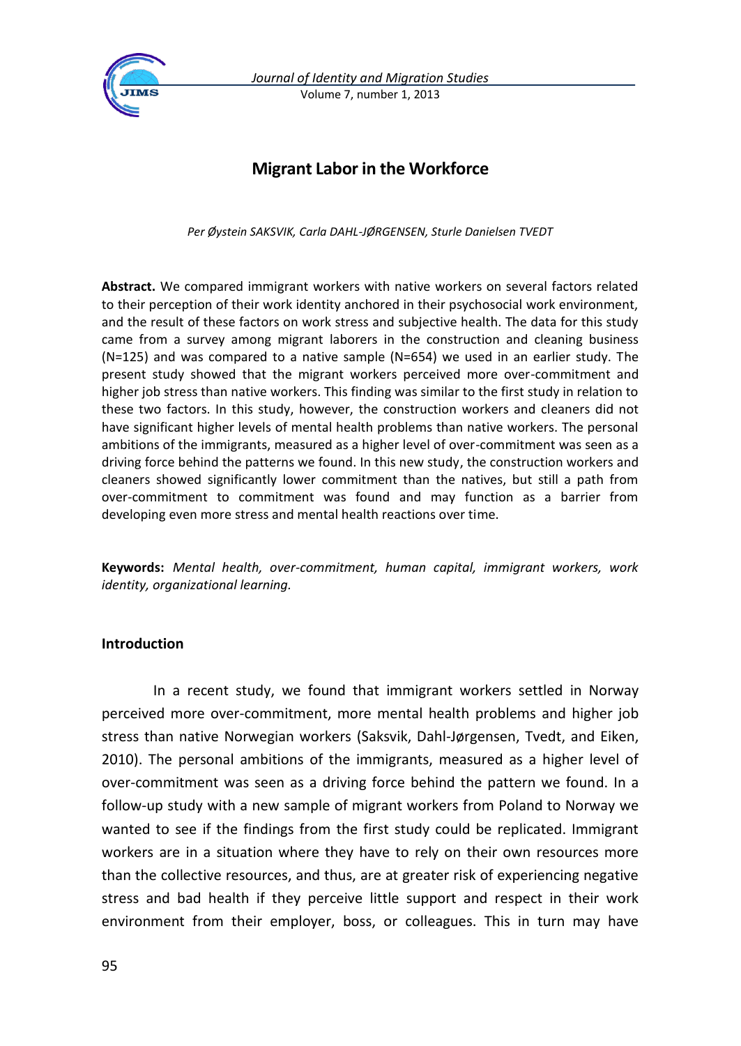# Migrant Labor in the Workforce

*Per Øystein SAKSVIK, Carla DAHL-JØRGENSEN, Sturle Danielsen TVEDT*

**Abstract.** We compared immigrant workers with native workers on several factors related to their perception of their work identity anchored in their psychosocial work environment, and the result of these factors on work stress and subjective health. The data for this study came from a survey among migrant laborers in the construction and cleaning business (N=125) and was compared to a native sample (N=654) we used in an earlier study. The present study showed that the migrant workers perceived more over-commitment and higher job stress than native workers. This finding was similar to the first study in relation to these two factors. In this study, however, the construction workers and cleaners did not have significant higher levels of mental health problems than native workers. The personal ambitions of the immigrants, measured as a higher level of over-commitment was seen as a driving force behind the patterns we found. In this new study, the construction workers and cleaners showed significantly lower commitment than the natives, but still a path from over-commitment to commitment was found and may function as a barrier from developing even more stress and mental health reactions over time.

**Keywords:** *Mental health, over-commitment, human capital, immigrant workers, work identity, organizational learning.*

## Introduction

In a recent study, we found that immigrant workers settled in Norway perceived more over-commitment, more mental health problems and higher job stress than native Norwegian workers (Saksvik, Dahl-Jørgensen, Tvedt, and Eiken, 2010). The personal ambitions of the immigrants, measured as a higher level of over-commitment was seen as a driving force behind the pattern we found. In a follow-up study with a new sample of migrant workers from Poland to Norway we wanted to see if the findings from the first study could be replicated. Immigrant workers are in a situation where they have to rely on their own resources more than the collective resources, and thus, are at greater risk of experiencing negative stress and bad health if they perceive little support and respect in their work environment from their employer, boss, or colleagues. This in turn may have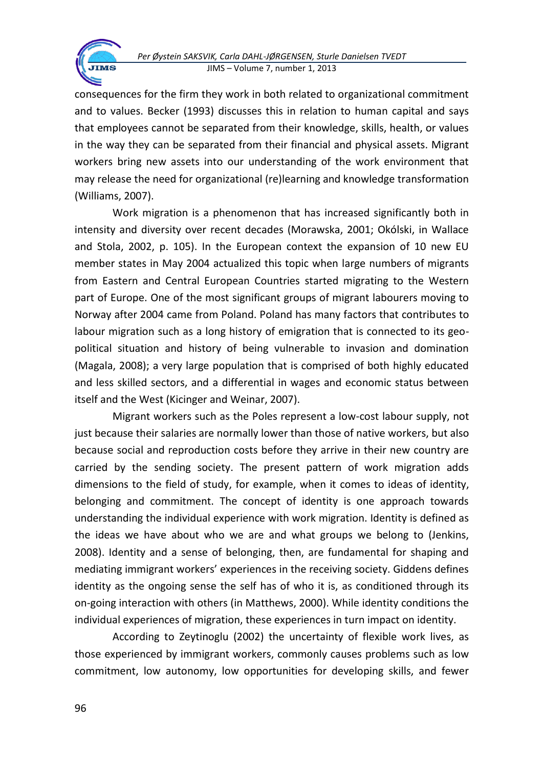consequences for the firm they work in both related to organizational commitment and to values. Becker (1993) discusses this in relation to human capital and says that employees cannot be separated from their knowledge, skills, health, or values in the way they can be separated from their financial and physical assets. Migrant workers bring new assets into our understanding of the work environment that may release the need for organizational (re)learning and knowledge transformation (Williams, 2007).

Work migration is a phenomenon that has increased significantly both in intensity and diversity over recent decades (Morawska, 2001; Okólski, in Wallace and Stola, 2002, p. 105). In the European context the expansion of 10 new EU member states in May 2004 actualized this topic when large numbers of migrants from Eastern and Central European Countries started migrating to the Western part of Europe. One of the most significant groups of migrant labourers moving to Norway after 2004 came from Poland. Poland has many factors that contributes to labour migration such as a long history of emigration that is connected to its geo-political situation and history of being vulnerable to invasion and domination (Magala, 2008); a very large population that is comprised of both highly educated and less skilled sectors, and a differential in wages and economic status between itself and the West (Kicinger and Weinar, 2007).

Migrant workers such as the Poles represent a low-cost labour supply, not just because their salaries are normally lower than those of native workers, but also because social and reproduction costs before they arrive in their new country are carried by the sending society. The present pattern of work migration adds dimensions to the field of study, for example, when it comes to ideas of identity, belonging and commitment. The concept of identity is one approach towards understanding the individual experience with work migration. Identity is defined as the ideas we have about who we are and what groups we belong to (Jenkins, 2008). Identity and a sense of belonging, then, are fundamental for shaping and mediating immigrant workers' experiences in the receiving society. Giddens defines identity as the ongoing sense the self has of who it is, as conditioned through its on-going interaction with others (in Matthews, 2000). While identity conditions the individual experiences of migration, these experiences in turn impact on identity.

According to Zeytinoglu (2002) the uncertainty of flexible work lives, as those experienced by immigrant workers, commonly causes problems such as low commitment, low autonomy, low opportunities for developing skills, and fewer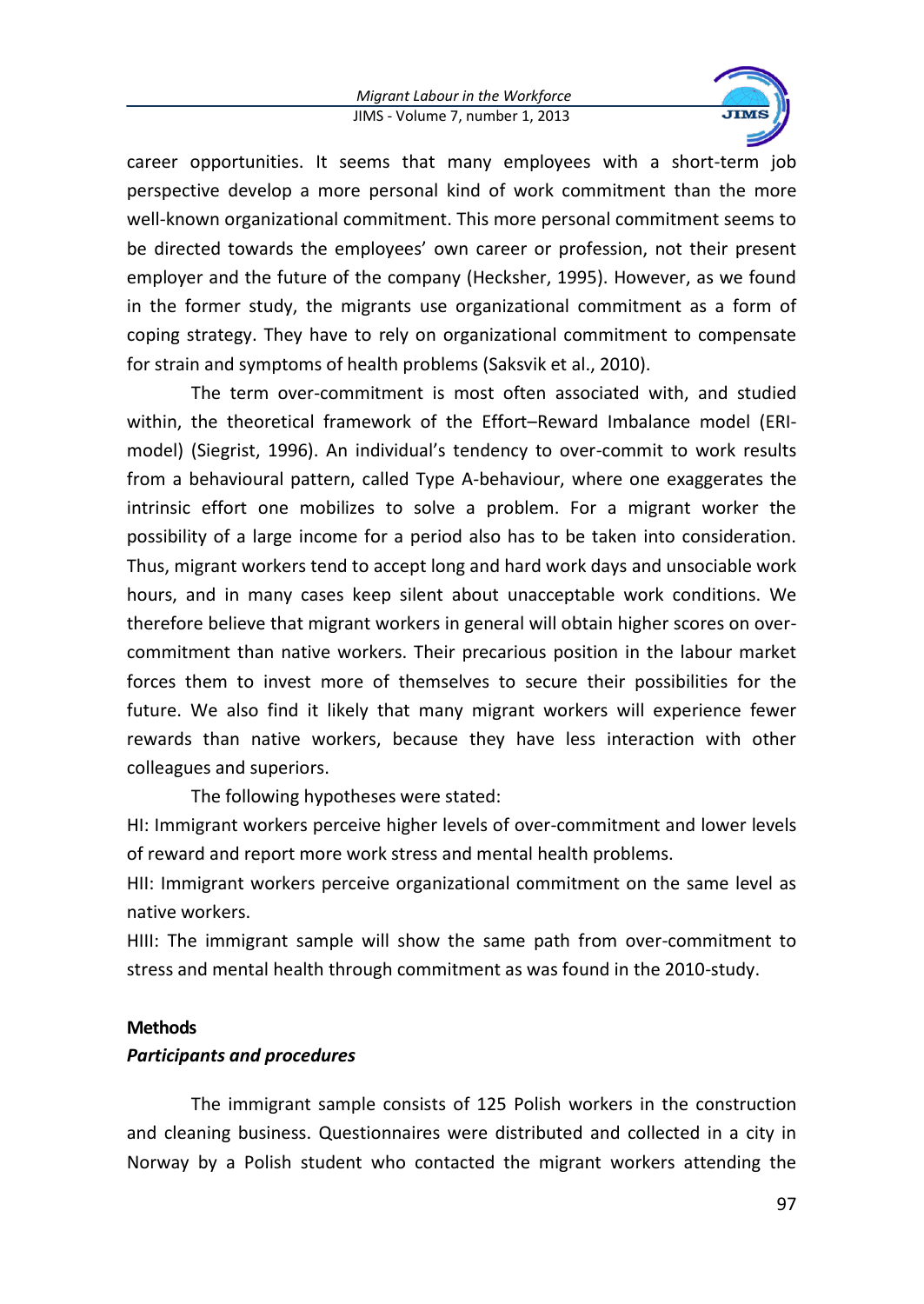career opportunities. It seems that many employees with a short-term job perspective develop a more personal kind of work commitment than the more well-known organizational commitment. This more personal commitment seems to be directed towards the employees' own career or profession, not their present employer and the future of the company (Hecksher, 1995). However, as we found in the former study, the migrants use organizational commitment as a form of coping strategy. They have to rely on organizational commitment to compensate for strain and symptoms of health problems (Saksvik et al., 2010).

The term over-commitment is most often associated with, and studied within, the theoretical framework of the Effort–Reward Imbalance model (ERI-model) (Siegrist, 1996). An individual's tendency to over-commit to work results from a behavioural pattern, called Type A-behaviour, where one exaggerates the intrinsic effort one mobilizes to solve a problem. For a migrant worker the possibility of a large income for a period also has to be taken into consideration. Thus, migrant workers tend to accept long and hard work days and unsociable work hours, and in many cases keep silent about unacceptable work conditions. We therefore believe that migrant workers in general will obtain higher scores on over-commitment than native workers. Their precarious position in the labour market forces them to invest more of themselves to secure their possibilities for the future. We also find it likely that many migrant workers will experience fewer rewards than native workers, because they have less interaction with other colleagues and superiors.

The following hypotheses were stated:

HI: Immigrant workers perceive higher levels of over-commitment and lower levels of reward and report more work stress and mental health problems.

HII: Immigrant workers perceive organizational commitment on the same level as native workers.

HIII: The immigrant sample will show the same path from over-commitment to stress and mental health through commitment as was found in the 2010-study.

## Methods

### *Participants and procedures*

The immigrant sample consists of 125 Polish workers in the construction and cleaning business. Questionnaires were distributed and collected in a city in Norway by a Polish student who contacted the migrant workers attending the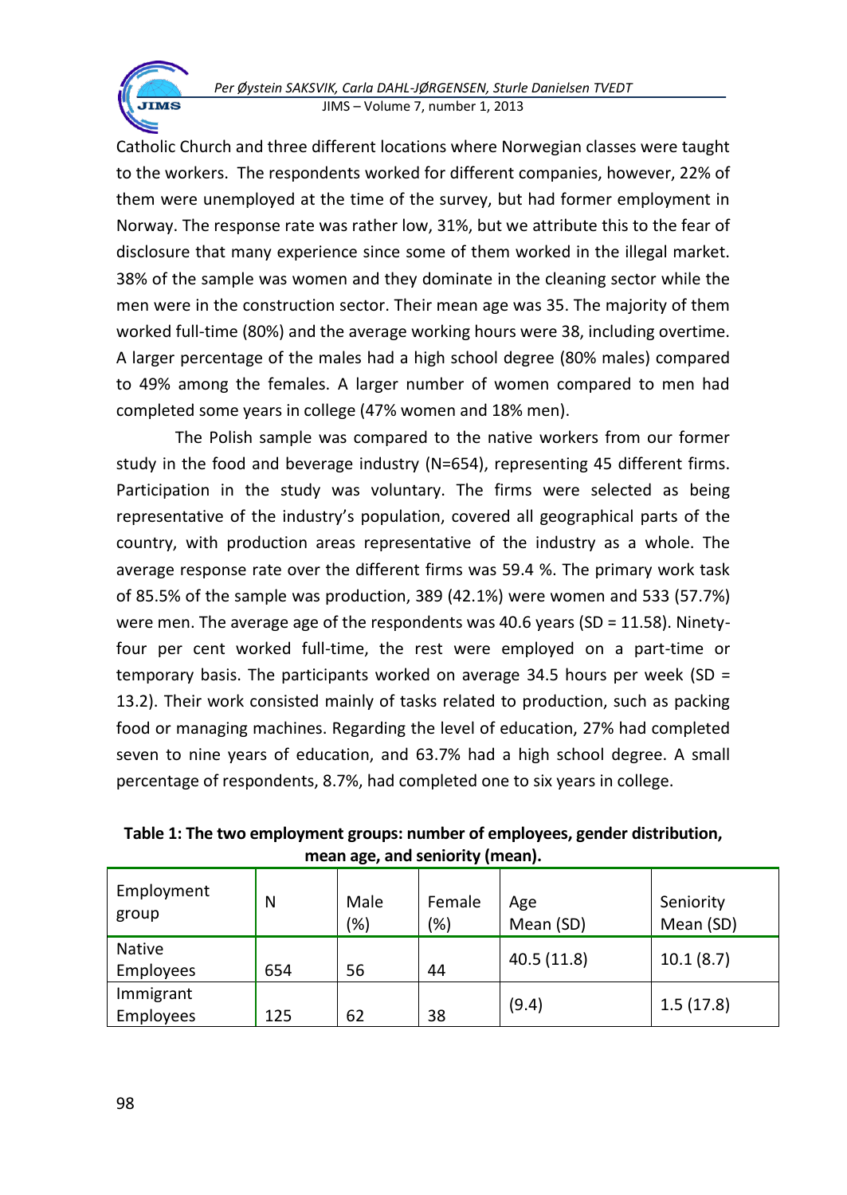Catholic Church and three different locations where Norwegian classes were taught to the workers. The respondents worked for different companies, however, 22% of them were unemployed at the time of the survey, but had former employment in Norway. The response rate was rather low, 31%, but we attribute this to the fear of disclosure that many experience since some of them worked in the illegal market. 38% of the sample was women and they dominate in the cleaning sector while the men were in the construction sector. Their mean age was 35. The majority of them worked full-time (80%) and the average working hours were 38, including overtime. A larger percentage of the males had a high school degree (80% males) compared to 49% among the females. A larger number of women compared to men had completed some years in college (47% women and 18% men).

The Polish sample was compared to the native workers from our former study in the food and beverage industry (N=654), representing 45 different firms. Participation in the study was voluntary. The firms were selected as being representative of the industry's population, covered all geographical parts of the country, with production areas representative of the industry as a whole. The average response rate over the different firms was 59.4 %. The primary work task of 85.5% of the sample was production, 389 (42.1%) were women and 533 (57.7%) were men. The average age of the respondents was 40.6 years (SD = 11.58). Ninety-four per cent worked full-time, the rest were employed on a part-time or temporary basis. The participants worked on average 34.5 hours per week (SD = 13.2). Their work consisted mainly of tasks related to production, such as packing food or managing machines. Regarding the level of education, 27% had completed seven to nine years of education, and 63.7% had a high school degree. A small percentage of respondents, 8.7%, had completed one to six years in college.

**Table 1: The two employment groups: number of employees, gender distribution, mean age, and seniority (mean).**

| Employment group | N | Male (%) | Female (%) | Age Mean (SD) | Seniority Mean (SD) |
|---|---|---|---|---|---|
| Native Employees | 654 | 56 | 44 | 40.5 (11.8) | 10.1 (8.7) |
| Immigrant Employees | 125 | 62 | 38 | (9.4) | 1.5 (17.8) |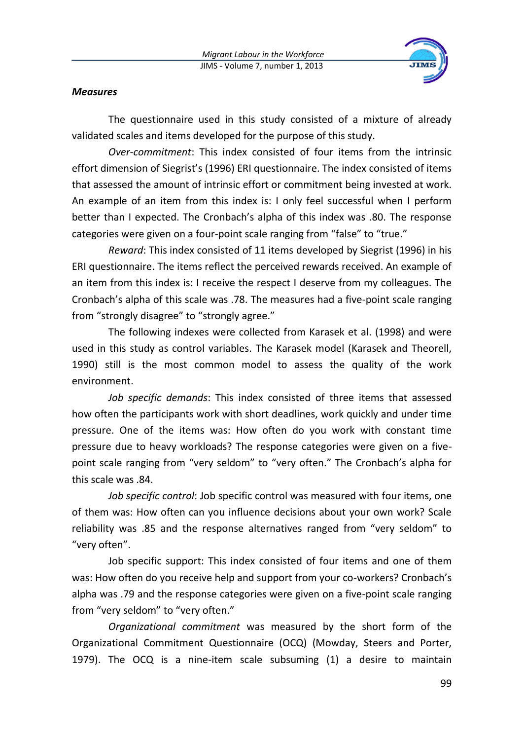***Measures***

The questionnaire used in this study consisted of a mixture of already validated scales and items developed for the purpose of this study.

*Over-commitment*: This index consisted of four items from the intrinsic effort dimension of Siegrist's (1996) ERI questionnaire. The index consisted of items that assessed the amount of intrinsic effort or commitment being invested at work. An example of an item from this index is: I only feel successful when I perform better than I expected. The Cronbach's alpha of this index was .80. The response categories were given on a four-point scale ranging from "false" to "true."

*Reward*: This index consisted of 11 items developed by Siegrist (1996) in his ERI questionnaire. The items reflect the perceived rewards received. An example of an item from this index is: I receive the respect I deserve from my colleagues. The Cronbach's alpha of this scale was .78. The measures had a five-point scale ranging from "strongly disagree" to "strongly agree."

The following indexes were collected from Karasek et al. (1998) and were used in this study as control variables. The Karasek model (Karasek and Theorell, 1990) still is the most common model to assess the quality of the work environment.

*Job specific demands*: This index consisted of three items that assessed how often the participants work with short deadlines, work quickly and under time pressure. One of the items was: How often do you work with constant time pressure due to heavy workloads? The response categories were given on a five-point scale ranging from "very seldom" to "very often." The Cronbach's alpha for this scale was .84.

*Job specific control*: Job specific control was measured with four items, one of them was: How often can you influence decisions about your own work? Scale reliability was .85 and the response alternatives ranged from "very seldom" to "very often".

Job specific support: This index consisted of four items and one of them was: How often do you receive help and support from your co-workers? Cronbach's alpha was .79 and the response categories were given on a five-point scale ranging from "very seldom" to "very often."

*Organizational commitment* was measured by the short form of the Organizational Commitment Questionnaire (OCQ) (Mowday, Steers and Porter, 1979). The OCQ is a nine-item scale subsuming (1) a desire to maintain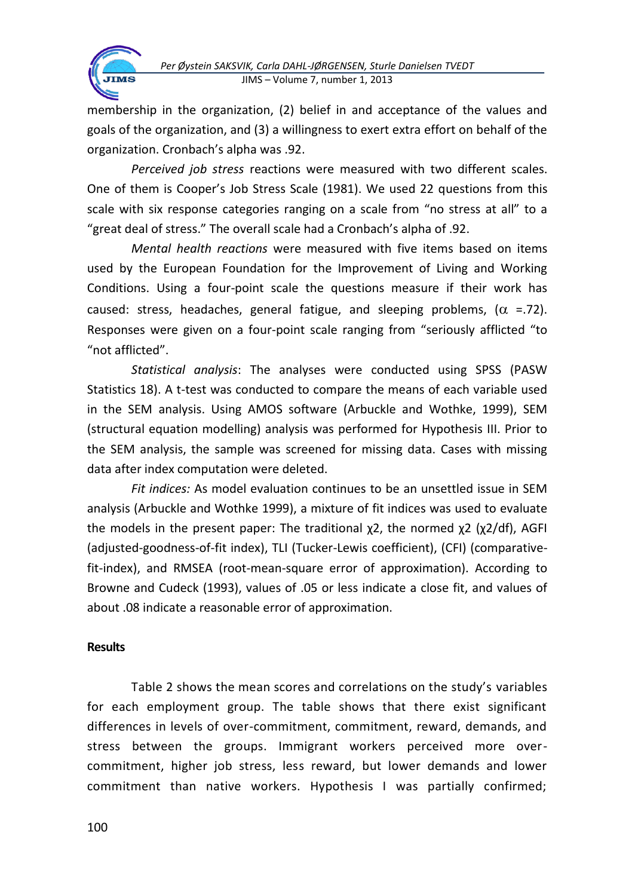membership in the organization, (2) belief in and acceptance of the values and goals of the organization, and (3) a willingness to exert extra effort on behalf of the organization. Cronbach's alpha was .92.

*Perceived job stress* reactions were measured with two different scales. One of them is Cooper's Job Stress Scale (1981). We used 22 questions from this scale with six response categories ranging on a scale from "no stress at all" to a "great deal of stress." The overall scale had a Cronbach's alpha of .92.

*Mental health reactions* were measured with five items based on items used by the European Foundation for the Improvement of Living and Working Conditions. Using a four-point scale the questions measure if their work has caused: stress, headaches, general fatigue, and sleeping problems, ($\alpha$ =.72). Responses were given on a four-point scale ranging from "seriously afflicted "to "not afflicted".

*Statistical analysis*: The analyses were conducted using SPSS (PASW Statistics 18). A t-test was conducted to compare the means of each variable used in the SEM analysis. Using AMOS software (Arbuckle and Wothke, 1999), SEM (structural equation modelling) analysis was performed for Hypothesis III. Prior to the SEM analysis, the sample was screened for missing data. Cases with missing data after index computation were deleted.

*Fit indices:* As model evaluation continues to be an unsettled issue in SEM analysis (Arbuckle and Wothke 1999), a mixture of fit indices was used to evaluate the models in the present paper: The traditional $\chi2$, the normed $\chi2$ ($\chi2$/df), AGFI (adjusted-goodness-of-fit index), TLI (Tucker-Lewis coefficient), (CFI) (comparative-fit-index), and RMSEA (root-mean-square error of approximation). According to Browne and Cudeck (1993), values of .05 or less indicate a close fit, and values of about .08 indicate a reasonable error of approximation.

**Results**

Table 2 shows the mean scores and correlations on the study's variables for each employment group. The table shows that there exist significant differences in levels of over-commitment, commitment, reward, demands, and stress between the groups. Immigrant workers perceived more over-commitment, higher job stress, less reward, but lower demands and lower commitment than native workers. Hypothesis I was partially confirmed;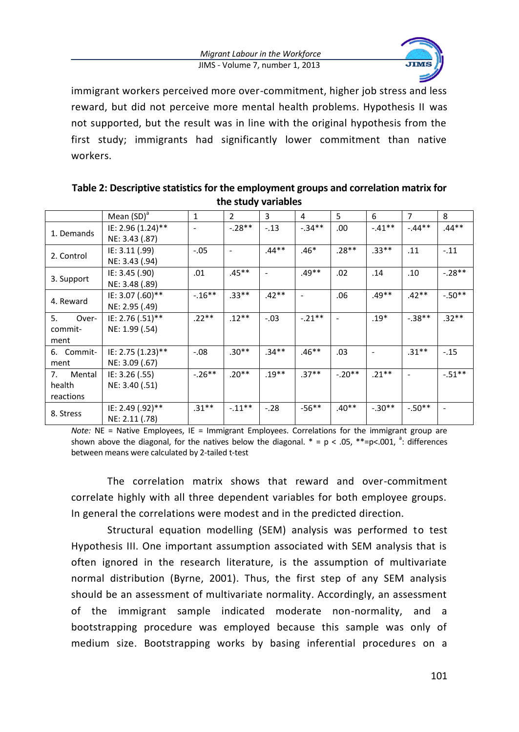immigrant workers perceived more over-commitment, higher job stress and less reward, but did not perceive more mental health problems. Hypothesis II was not supported, but the result was in line with the original hypothesis from the first study; immigrants had significantly lower commitment than native workers.

**Table 2: Descriptive statistics for the employment groups and correlation matrix for the study variables**

| | Mean (SD)[a] | 1 | 2 | 3 | 4 | 5 | 6 | 7 | 8 |
|---|---|---|---|---|---|---|---|---|---|
| 1. Demands | IE: 2.96 (1.24)** NE: 3.43 (.87) | - | -.28** | -.13 | -.34** | .00 | -.41** | -.44** | .44** |
| 2. Control | IE: 3.11 (.99) NE: 3.43 (.94) | -.05 | - | .44** | .46* | .28** | .33** | .11 | -.11 |
| 3. Support | IE: 3.45 (.90) NE: 3.48 (.89) | .01 | .45** | - | .49** | .02 | .14 | .10 | -.28** |
| 4. Reward | IE: 3.07 (.60)** NE: 2.95 (.49) | -.16** | .33** | .42** | - | .06 | .49** | .42** | -.50** |
| 5. Over-commit-ment | IE: 2.76 (.51)** NE: 1.99 (.54) | .22** | .12** | -.03 | -.21** | - | .19* | -.38** | .32** |
| 6. Commit-ment | IE: 2.75 (1.23)** NE: 3.09 (.67) | -.08 | .30** | .34** | .46** | .03 | - | .31** | -.15 |
| 7. Mental health reactions | IE: 3.26 (.55) NE: 3.40 (.51) | -.26** | .20** | .19** | .37** | -.20** | .21** | - | -.51** |
| 8. Stress | IE: 2.49 (.92)** NE: 2.11 (.78) | .31** | -.11** | -.28 | -56** | .40** | -.30** | -.50** | - |

*Note:* NE = Native Employees, IE = Immigrant Employees. Correlations for the immigrant group are shown above the diagonal, for the natives below the diagonal. * = p < .05, **=p<.001, [a]: differences between means were calculated by 2-tailed t-test

The correlation matrix shows that reward and over-commitment correlate highly with all three dependent variables for both employee groups. In general the correlations were modest and in the predicted direction.

Structural equation modelling (SEM) analysis was performed to test Hypothesis III. One important assumption associated with SEM analysis that is often ignored in the research literature, is the assumption of multivariate normal distribution (Byrne, 2001). Thus, the first step of any SEM analysis should be an assessment of multivariate normality. Accordingly, an assessment of the immigrant sample indicated moderate non-normality, and a bootstrapping procedure was employed because this sample was only of medium size. Bootstrapping works by basing inferential procedures on a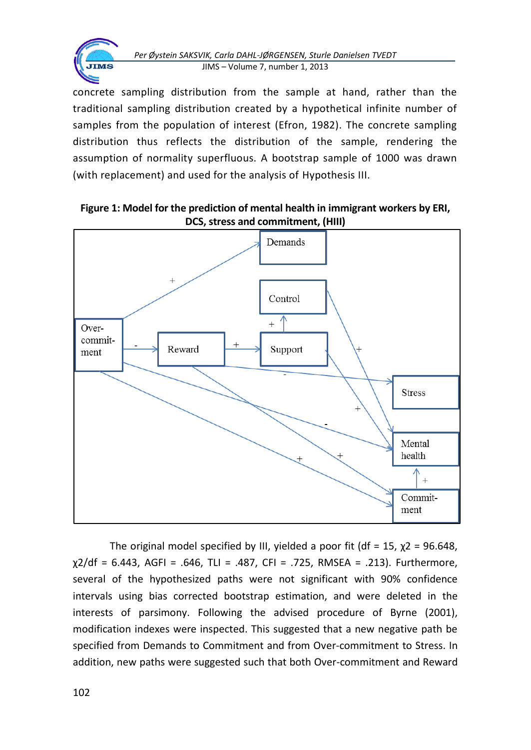concrete sampling distribution from the sample at hand, rather than the traditional sampling distribution created by a hypothetical infinite number of samples from the population of interest (Efron, 1982). The concrete sampling distribution thus reflects the distribution of the sample, rendering the assumption of normality superfluous. A bootstrap sample of 1000 was drawn (with replacement) and used for the analysis of Hypothesis III.

**Figure 1: Model for the prediction of mental health in immigrant workers by ERI, DCS, stress and commitment, (HIII)**

The original model specified by III, yielded a poor fit (df = 15, $\chi2$ = 96.648, $\chi2$/df = 6.443, AGFI = .646, TLI = .487, CFI = .725, RMSEA = .213). Furthermore, several of the hypothesized paths were not significant with 90% confidence intervals using bias corrected bootstrap estimation, and were deleted in the interests of parsimony. Following the advised procedure of Byrne (2001), modification indexes were inspected. This suggested that a new negative path be specified from Demands to Commitment and from Over-commitment to Stress. In addition, new paths were suggested such that both Over-commitment and Reward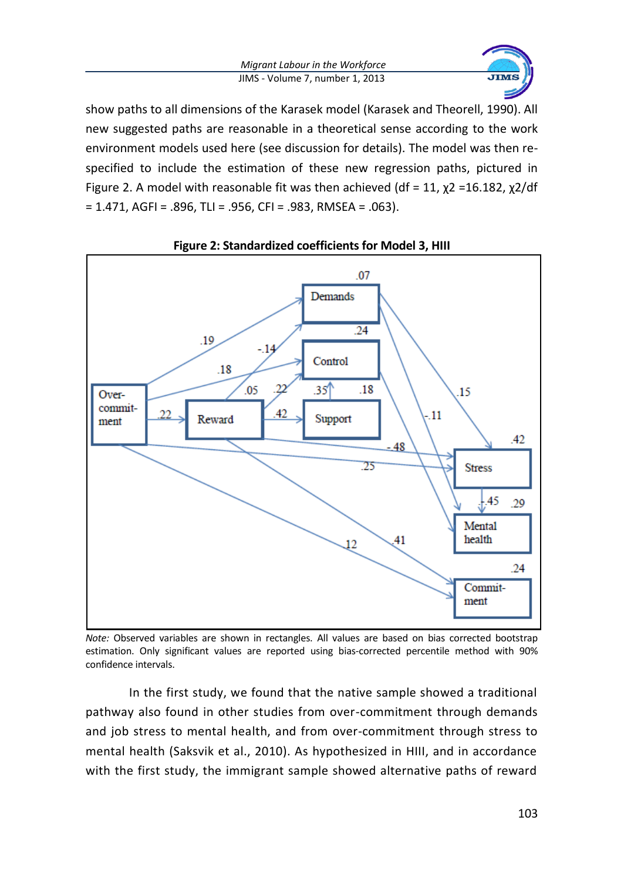show paths to all dimensions of the Karasek model (Karasek and Theorell, 1990). All new suggested paths are reasonable in a theoretical sense according to the work environment models used here (see discussion for details). The model was then re-specified to include the estimation of these new regression paths, pictured in Figure 2. A model with reasonable fit was then achieved (df = 11, $\chi2$ =16.182, $\chi2$/df = 1.471, AGFI = .896, TLI = .956, CFI = .983, RMSEA = .063).

**Figure 2: Standardized coefficients for Model 3, HIII**

*Note:* Observed variables are shown in rectangles. All values are based on bias corrected bootstrap estimation. Only significant values are reported using bias-corrected percentile method with 90% confidence intervals.

In the first study, we found that the native sample showed a traditional pathway also found in other studies from over-commitment through demands and job stress to mental health, and from over-commitment through stress to mental health (Saksvik et al., 2010). As hypothesized in HIII, and in accordance with the first study, the immigrant sample showed alternative paths of reward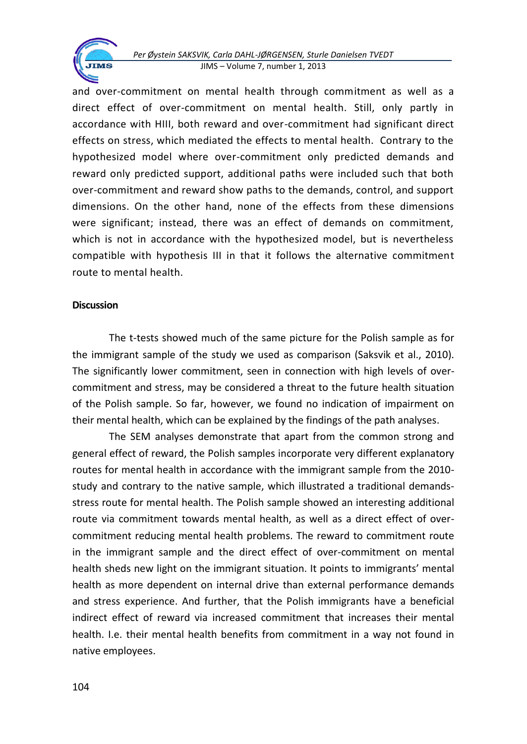and over-commitment on mental health through commitment as well as a direct effect of over-commitment on mental health. Still, only partly in accordance with HIII, both reward and over-commitment had significant direct effects on stress, which mediated the effects to mental health. Contrary to the hypothesized model where over-commitment only predicted demands and reward only predicted support, additional paths were included such that both over-commitment and reward show paths to the demands, control, and support dimensions. On the other hand, none of the effects from these dimensions were significant; instead, there was an effect of demands on commitment, which is not in accordance with the hypothesized model, but is nevertheless compatible with hypothesis III in that it follows the alternative commitment route to mental health.

**Discussion**

The t-tests showed much of the same picture for the Polish sample as for the immigrant sample of the study we used as comparison (Saksvik et al., 2010). The significantly lower commitment, seen in connection with high levels of over-commitment and stress, may be considered a threat to the future health situation of the Polish sample. So far, however, we found no indication of impairment on their mental health, which can be explained by the findings of the path analyses.

The SEM analyses demonstrate that apart from the common strong and general effect of reward, the Polish samples incorporate very different explanatory routes for mental health in accordance with the immigrant sample from the 2010-study and contrary to the native sample, which illustrated a traditional demands-stress route for mental health. The Polish sample showed an interesting additional route via commitment towards mental health, as well as a direct effect of over-commitment reducing mental health problems. The reward to commitment route in the immigrant sample and the direct effect of over-commitment on mental health sheds new light on the immigrant situation. It points to immigrants' mental health as more dependent on internal drive than external performance demands and stress experience. And further, that the Polish immigrants have a beneficial indirect effect of reward via increased commitment that increases their mental health. I.e. their mental health benefits from commitment in a way not found in native employees.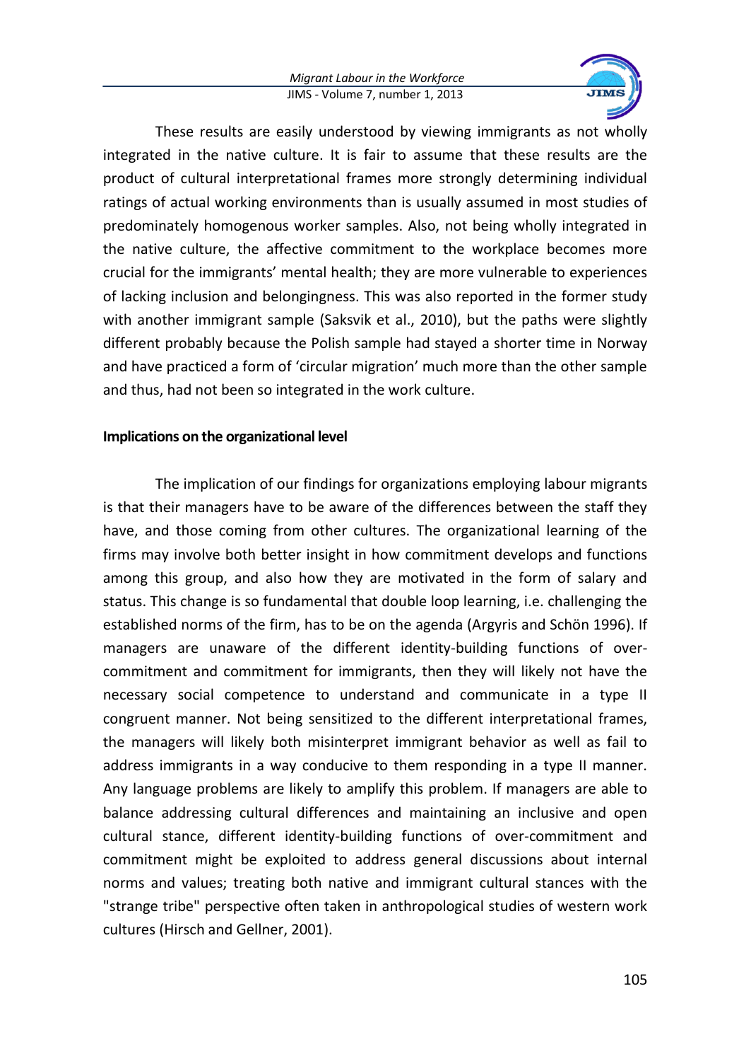These results are easily understood by viewing immigrants as not wholly integrated in the native culture. It is fair to assume that these results are the product of cultural interpretational frames more strongly determining individual ratings of actual working environments than is usually assumed in most studies of predominately homogenous worker samples. Also, not being wholly integrated in the native culture, the affective commitment to the workplace becomes more crucial for the immigrants' mental health; they are more vulnerable to experiences of lacking inclusion and belongingness. This was also reported in the former study with another immigrant sample (Saksvik et al., 2010), but the paths were slightly different probably because the Polish sample had stayed a shorter time in Norway and have practiced a form of 'circular migration' much more than the other sample and thus, had not been so integrated in the work culture.

**Implications on the organizational level**

The implication of our findings for organizations employing labour migrants is that their managers have to be aware of the differences between the staff they have, and those coming from other cultures. The organizational learning of the firms may involve both better insight in how commitment develops and functions among this group, and also how they are motivated in the form of salary and status. This change is so fundamental that double loop learning, i.e. challenging the established norms of the firm, has to be on the agenda (Argyris and Schön 1996). If managers are unaware of the different identity-building functions of over-commitment and commitment for immigrants, then they will likely not have the necessary social competence to understand and communicate in a type II congruent manner. Not being sensitized to the different interpretational frames, the managers will likely both misinterpret immigrant behavior as well as fail to address immigrants in a way conducive to them responding in a type II manner. Any language problems are likely to amplify this problem. If managers are able to balance addressing cultural differences and maintaining an inclusive and open cultural stance, different identity-building functions of over-commitment and commitment might be exploited to address general discussions about internal norms and values; treating both native and immigrant cultural stances with the "strange tribe" perspective often taken in anthropological studies of western work cultures (Hirsch and Gellner, 2001).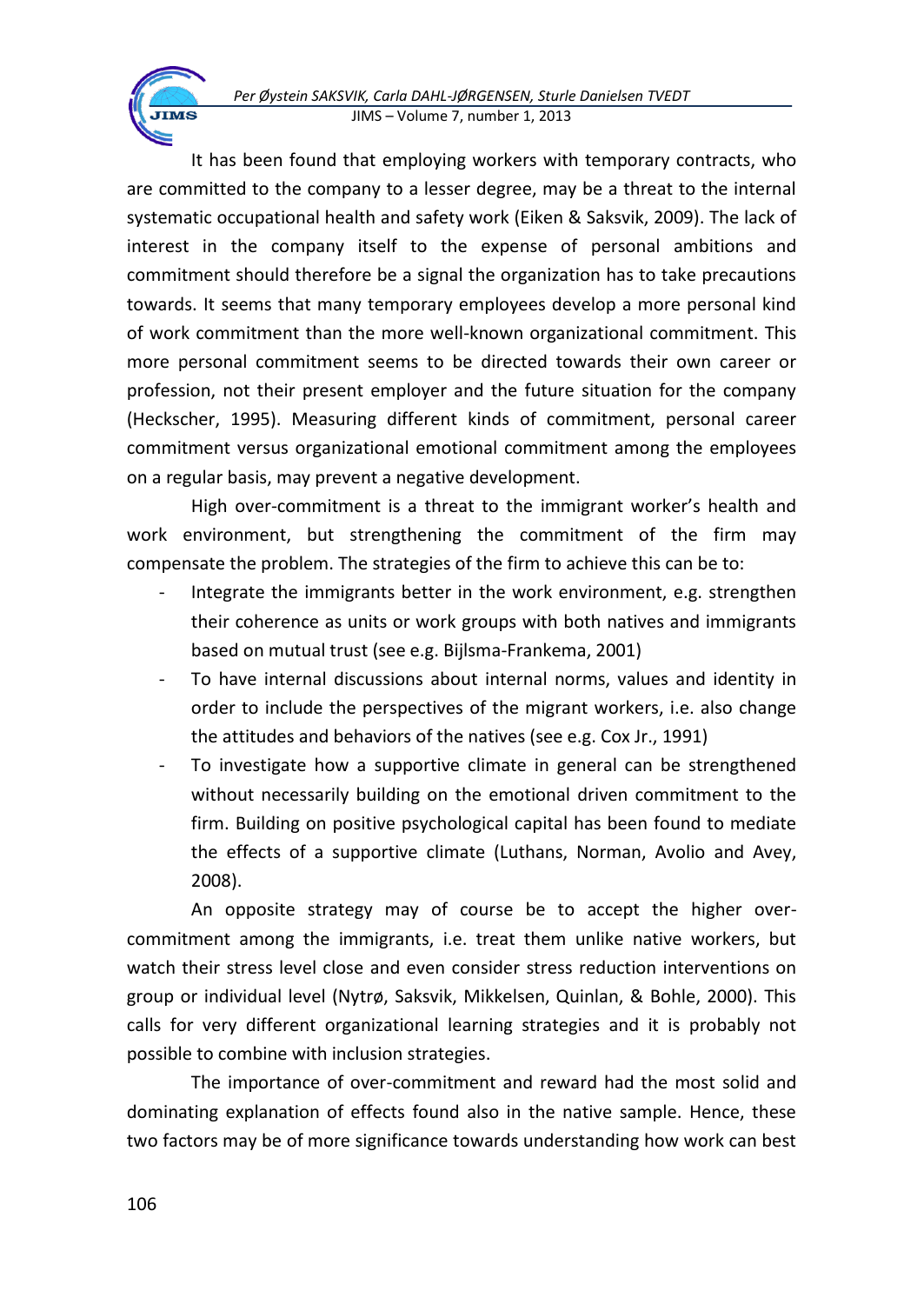It has been found that employing workers with temporary contracts, who are committed to the company to a lesser degree, may be a threat to the internal systematic occupational health and safety work (Eiken & Saksvik, 2009). The lack of interest in the company itself to the expense of personal ambitions and commitment should therefore be a signal the organization has to take precautions towards. It seems that many temporary employees develop a more personal kind of work commitment than the more well-known organizational commitment. This more personal commitment seems to be directed towards their own career or profession, not their present employer and the future situation for the company (Heckscher, 1995). Measuring different kinds of commitment, personal career commitment versus organizational emotional commitment among the employees on a regular basis, may prevent a negative development.

High over-commitment is a threat to the immigrant worker's health and work environment, but strengthening the commitment of the firm may compensate the problem. The strategies of the firm to achieve this can be to:

- Integrate the immigrants better in the work environment, e.g. strengthen their coherence as units or work groups with both natives and immigrants based on mutual trust (see e.g. Bijlsma-Frankema, 2001)
- To have internal discussions about internal norms, values and identity in order to include the perspectives of the migrant workers, i.e. also change the attitudes and behaviors of the natives (see e.g. Cox Jr., 1991)
- To investigate how a supportive climate in general can be strengthened without necessarily building on the emotional driven commitment to the firm. Building on positive psychological capital has been found to mediate the effects of a supportive climate (Luthans, Norman, Avolio and Avey, 2008).

An opposite strategy may of course be to accept the higher over-commitment among the immigrants, i.e. treat them unlike native workers, but watch their stress level close and even consider stress reduction interventions on group or individual level (Nytrø, Saksvik, Mikkelsen, Quinlan, & Bohle, 2000). This calls for very different organizational learning strategies and it is probably not possible to combine with inclusion strategies.

The importance of over-commitment and reward had the most solid and dominating explanation of effects found also in the native sample. Hence, these two factors may be of more significance towards understanding how work can best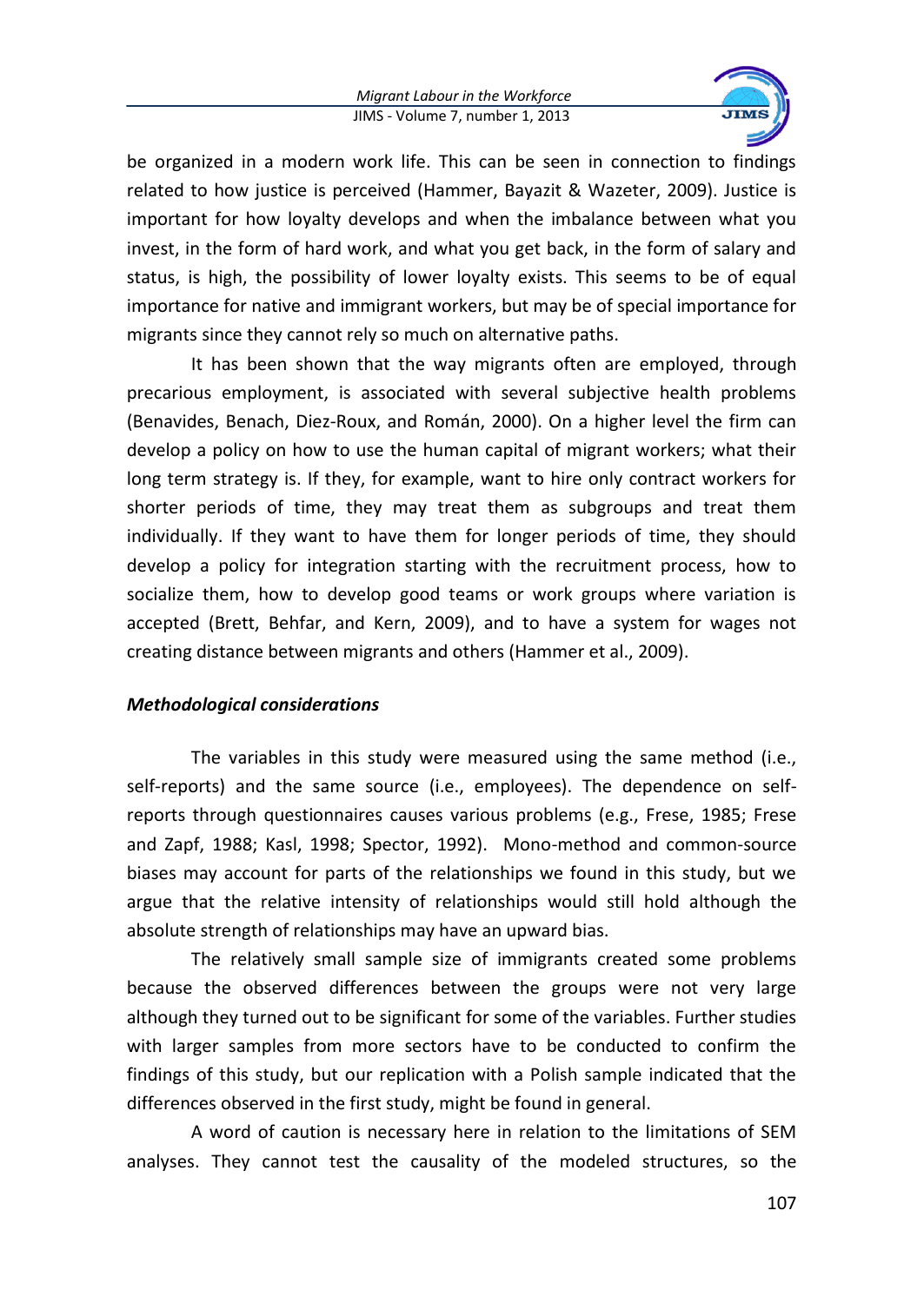be organized in a modern work life. This can be seen in connection to findings related to how justice is perceived (Hammer, Bayazit & Wazeter, 2009). Justice is important for how loyalty develops and when the imbalance between what you invest, in the form of hard work, and what you get back, in the form of salary and status, is high, the possibility of lower loyalty exists. This seems to be of equal importance for native and immigrant workers, but may be of special importance for migrants since they cannot rely so much on alternative paths.

It has been shown that the way migrants often are employed, through precarious employment, is associated with several subjective health problems (Benavides, Benach, Diez-Roux, and Román, 2000). On a higher level the firm can develop a policy on how to use the human capital of migrant workers; what their long term strategy is. If they, for example, want to hire only contract workers for shorter periods of time, they may treat them as subgroups and treat them individually. If they want to have them for longer periods of time, they should develop a policy for integration starting with the recruitment process, how to socialize them, how to develop good teams or work groups where variation is accepted (Brett, Behfar, and Kern, 2009), and to have a system for wages not creating distance between migrants and others (Hammer et al., 2009).

***Methodological considerations***

The variables in this study were measured using the same method (i.e., self-reports) and the same source (i.e., employees). The dependence on self-reports through questionnaires causes various problems (e.g., Frese, 1985; Frese and Zapf, 1988; Kasl, 1998; Spector, 1992). Mono-method and common-source biases may account for parts of the relationships we found in this study, but we argue that the relative intensity of relationships would still hold although the absolute strength of relationships may have an upward bias.

The relatively small sample size of immigrants created some problems because the observed differences between the groups were not very large although they turned out to be significant for some of the variables. Further studies with larger samples from more sectors have to be conducted to confirm the findings of this study, but our replication with a Polish sample indicated that the differences observed in the first study, might be found in general.

A word of caution is necessary here in relation to the limitations of SEM analyses. They cannot test the causality of the modeled structures, so the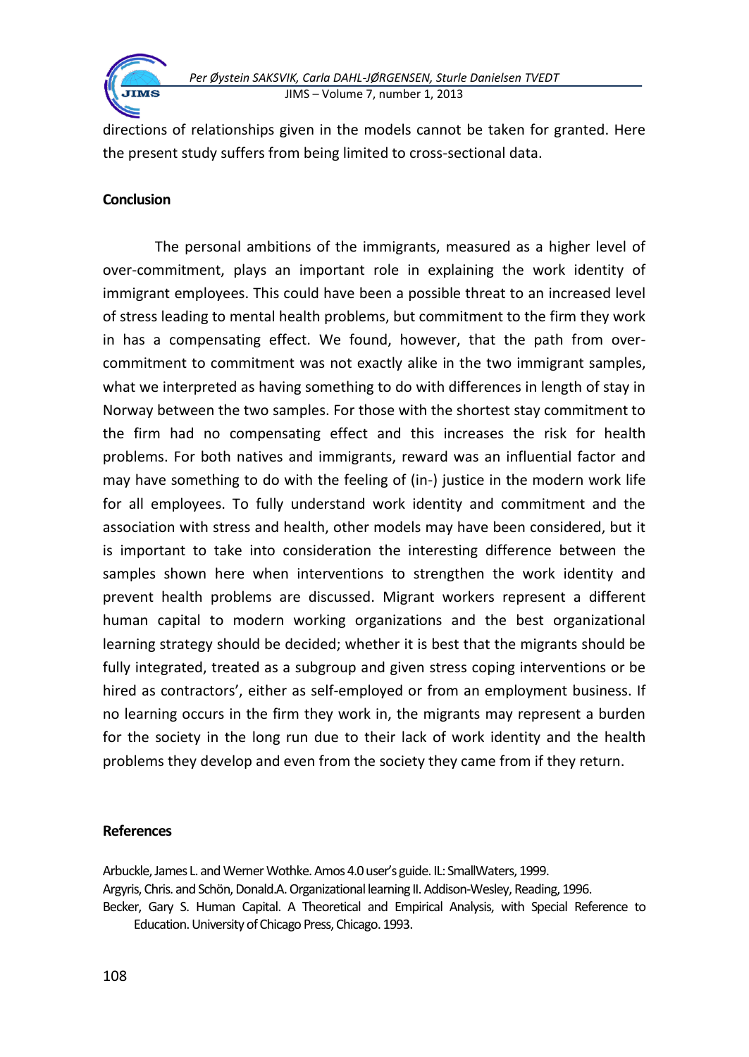directions of relationships given in the models cannot be taken for granted. Here the present study suffers from being limited to cross-sectional data.

## Conclusion

The personal ambitions of the immigrants, measured as a higher level of over-commitment, plays an important role in explaining the work identity of immigrant employees. This could have been a possible threat to an increased level of stress leading to mental health problems, but commitment to the firm they work in has a compensating effect. We found, however, that the path from over-commitment to commitment was not exactly alike in the two immigrant samples, what we interpreted as having something to do with differences in length of stay in Norway between the two samples. For those with the shortest stay commitment to the firm had no compensating effect and this increases the risk for health problems. For both natives and immigrants, reward was an influential factor and may have something to do with the feeling of (in-) justice in the modern work life for all employees. To fully understand work identity and commitment and the association with stress and health, other models may have been considered, but it is important to take into consideration the interesting difference between the samples shown here when interventions to strengthen the work identity and prevent health problems are discussed. Migrant workers represent a different human capital to modern working organizations and the best organizational learning strategy should be decided; whether it is best that the migrants should be fully integrated, treated as a subgroup and given stress coping interventions or be hired as contractors', either as self-employed or from an employment business. If no learning occurs in the firm they work in, the migrants may represent a burden for the society in the long run due to their lack of work identity and the health problems they develop and even from the society they came from if they return.

## References

Arbuckle, James L. and Werner Wothke. Amos 4.0 user's guide. IL: SmallWaters, 1999.

Argyris, Chris. and Schön, Donald.A. Organizational learning II. Addison-Wesley, Reading, 1996.

Becker, Gary S. Human Capital. A Theoretical and Empirical Analysis, with Special Reference to Education. University of Chicago Press, Chicago. 1993.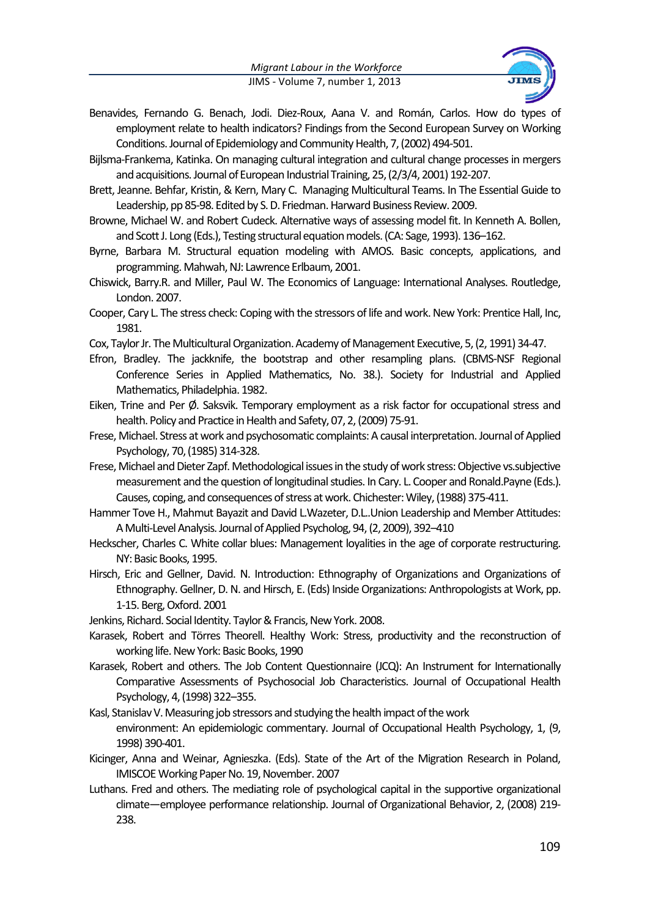Benavides, Fernando G. Benach, Jodi. Diez-Roux, Aana V. and Román, Carlos. How do types of employment relate to health indicators? Findings from the Second European Survey on Working Conditions. Journal of Epidemiology and Community Health, 7, (2002) 494-501.

Bijlsma-Frankema, Katinka. On managing cultural integration and cultural change processes in mergers and acquisitions. Journal of European Industrial Training, 25, (2/3/4, 2001) 192-207.

Brett, Jeanne. Behfar, Kristin, & Kern, Mary C. Managing Multicultural Teams. In The Essential Guide to Leadership, pp 85-98. Edited by S. D. Friedman. Harward Business Review. 2009.

Browne, Michael W. and Robert Cudeck. Alternative ways of assessing model fit. In Kenneth A. Bollen, and Scott J. Long (Eds.), Testing structural equation models. (CA: Sage, 1993). 136–162.

Byrne, Barbara M. Structural equation modeling with AMOS. Basic concepts, applications, and programming. Mahwah, NJ: Lawrence Erlbaum, 2001.

Chiswick, Barry.R. and Miller, Paul W. The Economics of Language: International Analyses. Routledge, London. 2007.

Cooper, Cary L. The stress check: Coping with the stressors of life and work. New York: Prentice Hall, Inc, 1981.

Cox, Taylor Jr. The Multicultural Organization. Academy of Management Executive, 5, (2, 1991) 34-47.

Efron, Bradley. The jackknife, the bootstrap and other resampling plans. (CBMS-NSF Regional Conference Series in Applied Mathematics, No. 38.). Society for Industrial and Applied Mathematics, Philadelphia. 1982.

Eiken, Trine and Per Ø. Saksvik. Temporary employment as a risk factor for occupational stress and health. Policy and Practice in Health and Safety, 07, 2, (2009) 75-91.

Frese, Michael. Stress at work and psychosomatic complaints: A causal interpretation. Journal of Applied Psychology, 70, (1985) 314-328.

Frese, Michael and Dieter Zapf. Methodological issues in the study of work stress: Objective vs.subjective measurement and the question of longitudinal studies. In Cary. L. Cooper and Ronald.Payne (Eds.). Causes, coping, and consequences of stress at work. Chichester: Wiley, (1988) 375-411.

Hammer Tove H., Mahmut Bayazit and David L.Wazeter, D.L..Union Leadership and Member Attitudes: A Multi-Level Analysis. Journal of Applied Psycholog, 94, (2, 2009), 392–410

Heckscher, Charles C. White collar blues: Management loyalities in the age of corporate restructuring. NY: Basic Books, 1995.

Hirsch, Eric and Gellner, David. N. Introduction: Ethnography of Organizations and Organizations of Ethnography. Gellner, D. N. and Hirsch, E. (Eds) Inside Organizations: Anthropologists at Work, pp. 1-15. Berg, Oxford. 2001

Jenkins, Richard. Social Identity. Taylor & Francis, New York. 2008.

Karasek, Robert and Törres Theorell. Healthy Work: Stress, productivity and the reconstruction of working life. New York: Basic Books, 1990

Karasek, Robert and others. The Job Content Questionnaire (JCQ): An Instrument for Internationally Comparative Assessments of Psychosocial Job Characteristics. Journal of Occupational Health Psychology, 4, (1998) 322–355.

Kasl, Stanislav V. Measuring job stressors and studying the health impact of the work environment: An epidemiologic commentary. Journal of Occupational Health Psychology, 1, (9, 1998) 390-401.

Kicinger, Anna and Weinar, Agnieszka. (Eds). State of the Art of the Migration Research in Poland, IMISCOE Working Paper No. 19, November. 2007

Luthans. Fred and others. The mediating role of psychological capital in the supportive organizational climate—employee performance relationship. Journal of Organizational Behavior, 2, (2008) 219-238.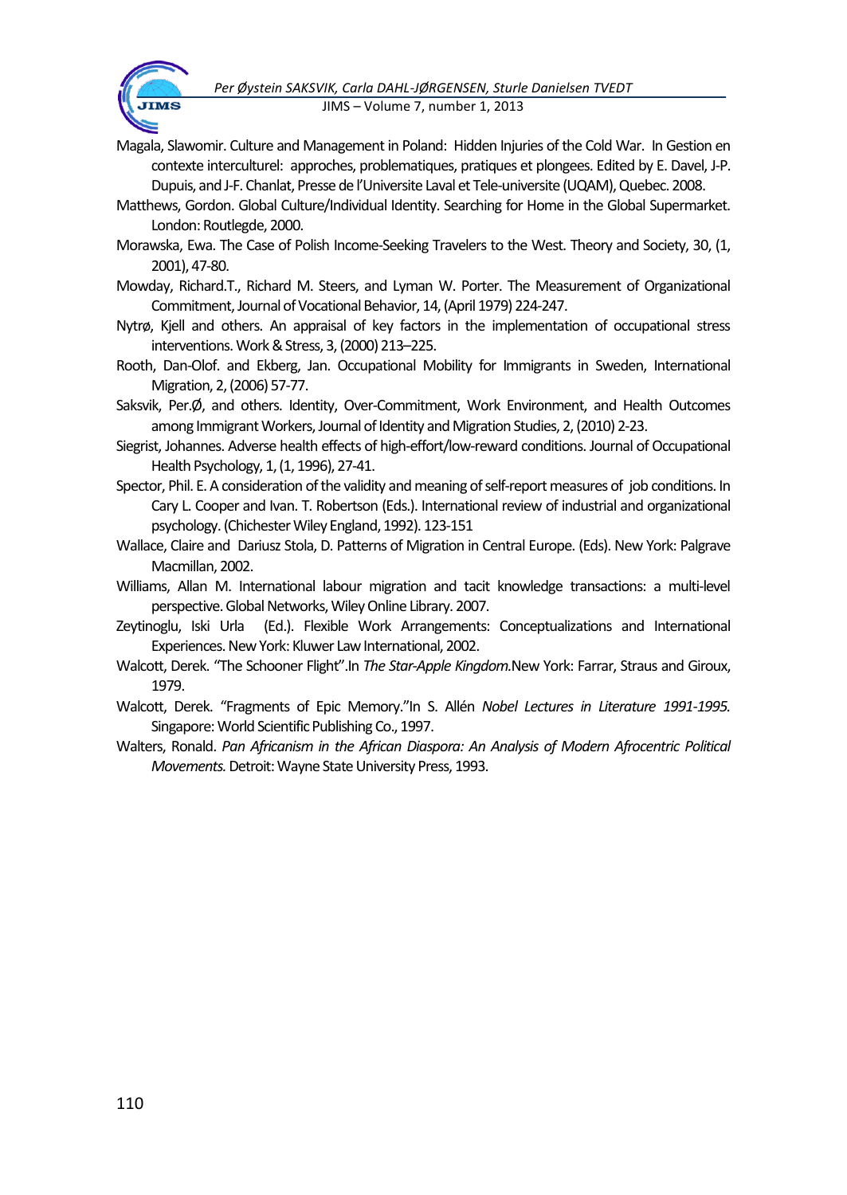Magala, Slawomir. Culture and Management in Poland: Hidden Injuries of the Cold War. In Gestion en contexte interculturel: approches, problematiques, pratiques et plongees. Edited by E. Davel, J-P. Dupuis, and J-F. Chanlat, Presse de l'Universite Laval et Tele-universite (UQAM), Quebec. 2008.

Matthews, Gordon. Global Culture/Individual Identity. Searching for Home in the Global Supermarket. London: Routlegde, 2000.

Morawska, Ewa. The Case of Polish Income-Seeking Travelers to the West. Theory and Society, 30, (1, 2001), 47-80.

Mowday, Richard.T., Richard M. Steers, and Lyman W. Porter. The Measurement of Organizational Commitment, Journal of Vocational Behavior, 14, (April 1979) 224-247.

Nytrø, Kjell and others. An appraisal of key factors in the implementation of occupational stress interventions. Work & Stress, 3, (2000) 213–225.

Rooth, Dan-Olof. and Ekberg, Jan. Occupational Mobility for Immigrants in Sweden, International Migration, 2, (2006) 57-77.

Saksvik, Per.Ø, and others. Identity, Over-Commitment, Work Environment, and Health Outcomes among Immigrant Workers, Journal of Identity and Migration Studies, 2, (2010) 2-23.

Siegrist, Johannes. Adverse health effects of high-effort/low-reward conditions. Journal of Occupational Health Psychology, 1, (1, 1996), 27-41.

Spector, Phil. E. A consideration of the validity and meaning of self-report measures of job conditions. In Cary L. Cooper and Ivan. T. Robertson (Eds.). International review of industrial and organizational psychology. (Chichester Wiley England, 1992). 123-151

Wallace, Claire and Dariusz Stola, D. Patterns of Migration in Central Europe. (Eds). New York: Palgrave Macmillan, 2002.

Williams, Allan M. International labour migration and tacit knowledge transactions: a multi-level perspective. Global Networks, Wiley Online Library. 2007.

Zeytinoglu, Iski Urla (Ed.). Flexible Work Arrangements: Conceptualizations and International Experiences. New York: Kluwer Law International, 2002.

Walcott, Derek. "The Schooner Flight".In *The Star-Apple Kingdom*.New York: Farrar, Straus and Giroux, 1979.

Walcott, Derek. "Fragments of Epic Memory."In S. Allén *Nobel Lectures in Literature 1991-1995*. Singapore: World Scientific Publishing Co., 1997.

Walters, Ronald. *Pan Africanism in the African Diaspora: An Analysis of Modern Afrocentric Political Movements.* Detroit: Wayne State University Press, 1993.